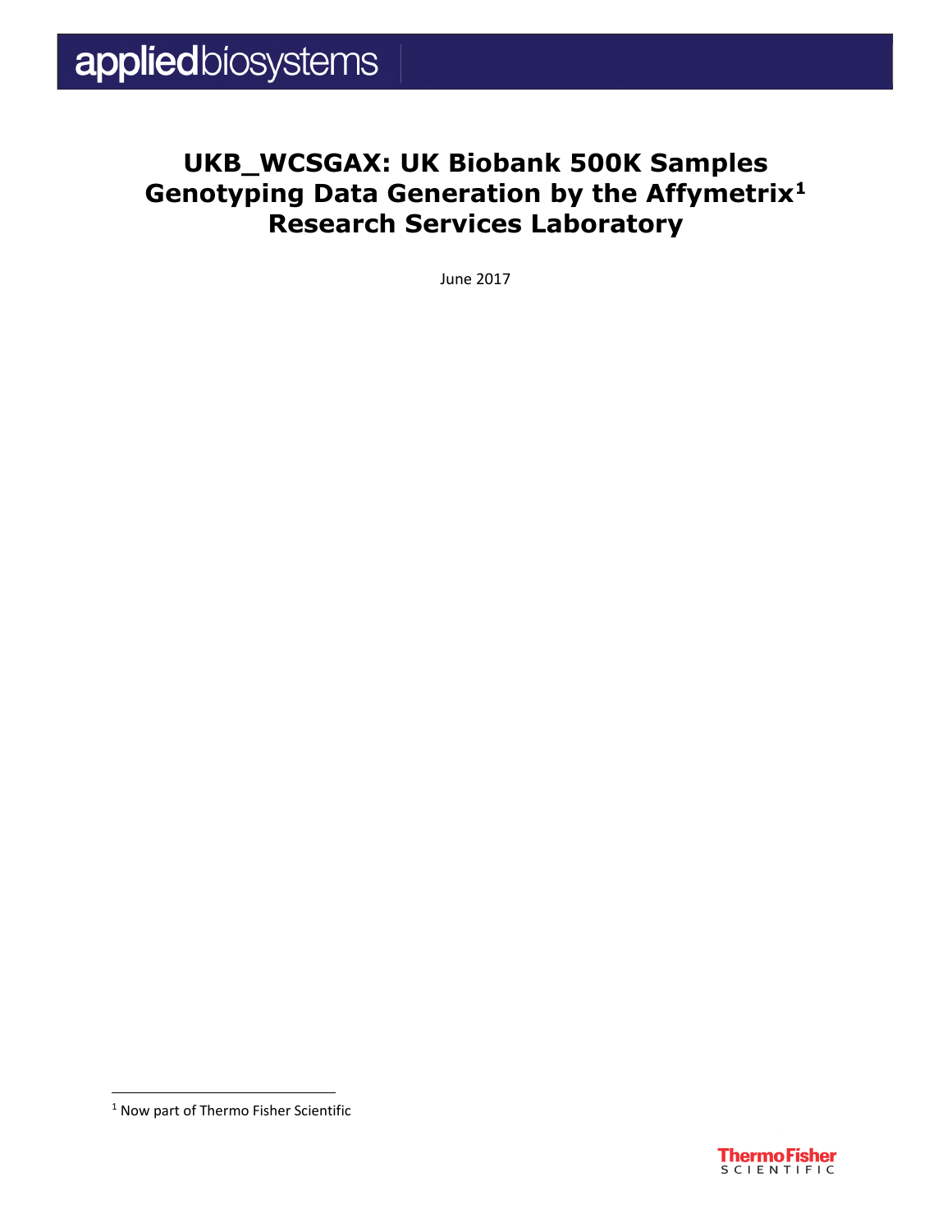applied biosystems

# UKB_WCSGAX: UK Biobank 500K Samples Genotyping Data Generation by the Affymetrix[1] Research Services Laboratory

June 2017

[1] Now part of Thermo Fisher Scientific

Thermo Fisher SCIENTIFIC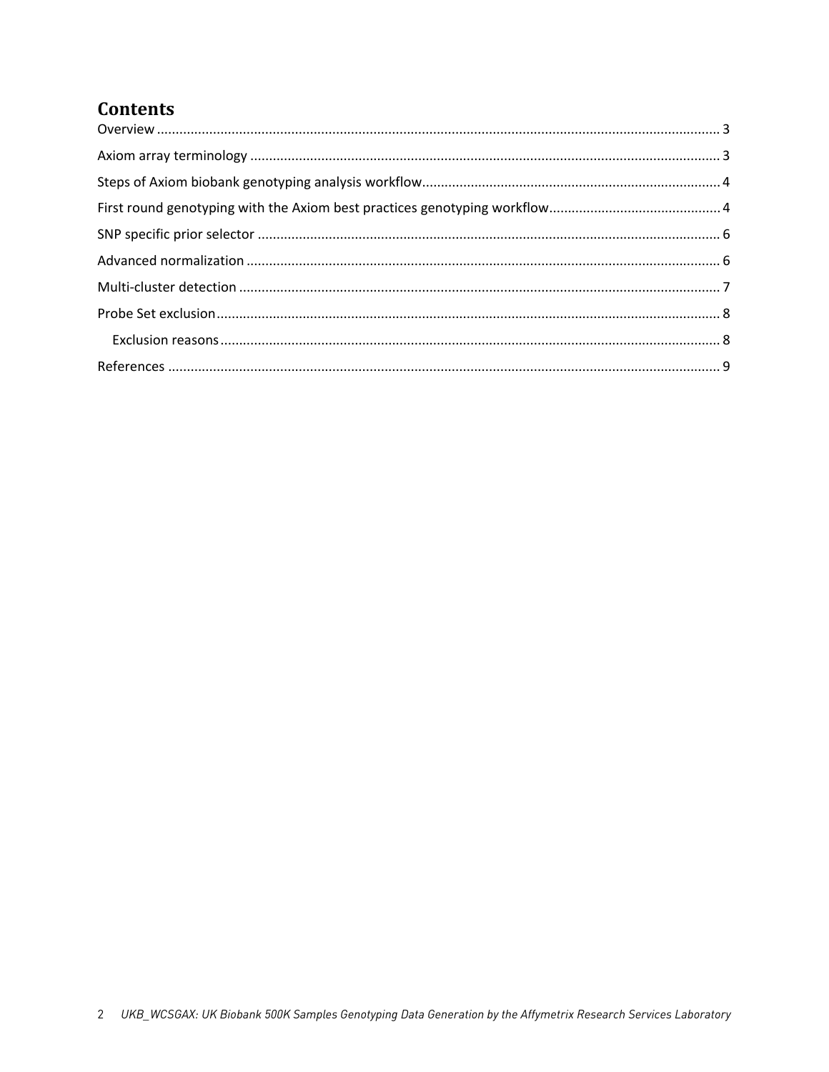# Contents

Overview ..... 3

Axiom array terminology ..... 3

Steps of Axiom biobank genotyping analysis workflow ..... 4

First round genotyping with the Axiom best practices genotyping workflow ..... 4

SNP specific prior selector ..... 6

Advanced normalization ..... 6

Multi-cluster detection ..... 7

Probe Set exclusion ..... 8

- Exclusion reasons ..... 8

References ..... 9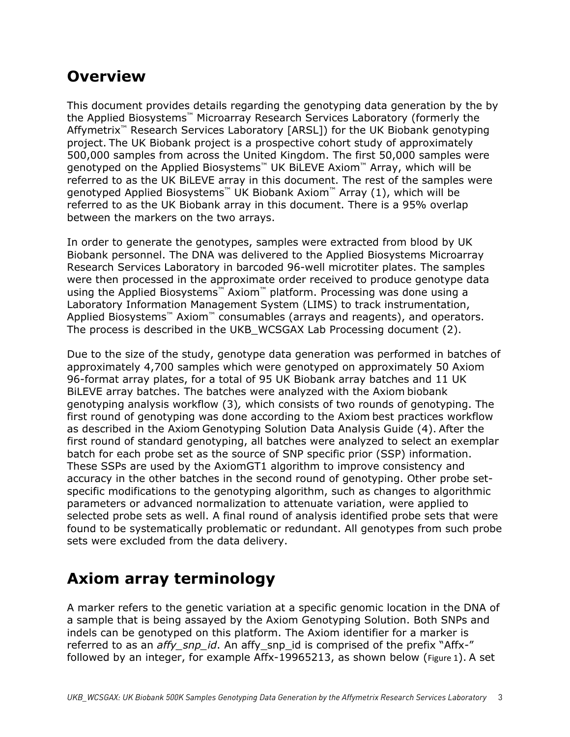## Overview

This document provides details regarding the genotyping data generation by the by the Applied Biosystems™ Microarray Research Services Laboratory (formerly the Affymetrix™ Research Services Laboratory [ARSL]) for the UK Biobank genotyping project. The UK Biobank project is a prospective cohort study of approximately 500,000 samples from across the United Kingdom. The first 50,000 samples were genotyped on the Applied Biosystems™ UK BiLEVE Axiom™ Array, which will be referred to as the UK BiLEVE array in this document. The rest of the samples were genotyped Applied Biosystems™ UK Biobank Axiom™ Array (1), which will be referred to as the UK Biobank array in this document. There is a 95% overlap between the markers on the two arrays.

In order to generate the genotypes, samples were extracted from blood by UK Biobank personnel. The DNA was delivered to the Applied Biosystems Microarray Research Services Laboratory in barcoded 96-well microtiter plates. The samples were then processed in the approximate order received to produce genotype data using the Applied Biosystems™ Axiom™ platform. Processing was done using a Laboratory Information Management System (LIMS) to track instrumentation, Applied Biosystems™ Axiom™ consumables (arrays and reagents), and operators. The process is described in the UKB_WCSGAX Lab Processing document (2).

Due to the size of the study, genotype data generation was performed in batches of approximately 4,700 samples which were genotyped on approximately 50 Axiom 96-format array plates, for a total of 95 UK Biobank array batches and 11 UK BiLEVE array batches. The batches were analyzed with the Axiom biobank genotyping analysis workflow (3)*,* which consists of two rounds of genotyping. The first round of genotyping was done according to the Axiom best practices workflow as described in the Axiom Genotyping Solution Data Analysis Guide (4). After the first round of standard genotyping, all batches were analyzed to select an exemplar batch for each probe set as the source of SNP specific prior (SSP) information. These SSPs are used by the AxiomGT1 algorithm to improve consistency and accuracy in the other batches in the second round of genotyping. Other probe set-specific modifications to the genotyping algorithm, such as changes to algorithmic parameters or advanced normalization to attenuate variation, were applied to selected probe sets as well. A final round of analysis identified probe sets that were found to be systematically problematic or redundant. All genotypes from such probe sets were excluded from the data delivery.

## Axiom array terminology

A marker refers to the genetic variation at a specific genomic location in the DNA of a sample that is being assayed by the Axiom Genotyping Solution. Both SNPs and indels can be genotyped on this platform. The Axiom identifier for a marker is referred to as an *affy_snp_id*. An affy_snp_id is comprised of the prefix "Affx-" followed by an integer, for example Affx-19965213, as shown below (Figure 1). A set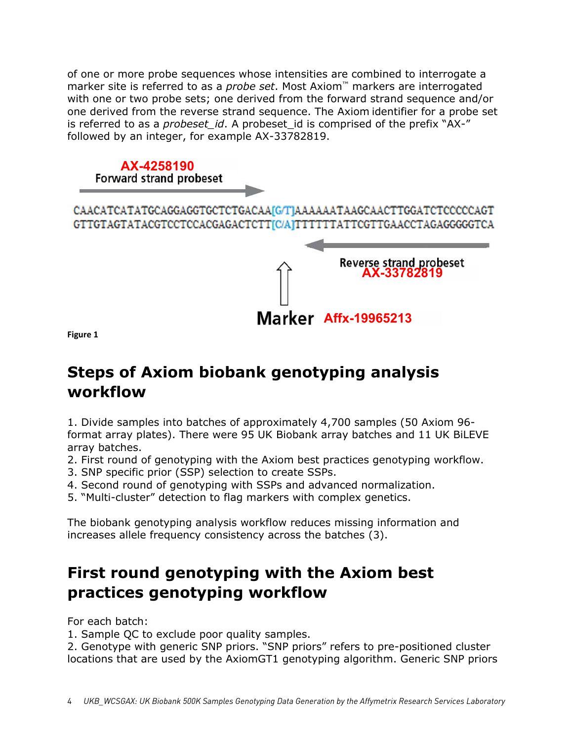of one or more probe sequences whose intensities are combined to interrogate a marker site is referred to as a *probe set*. Most Axiom™ markers are interrogated with one or two probe sets; one derived from the forward strand sequence and/or one derived from the reverse strand sequence. The Axiom identifier for a probe set is referred to as a *probeset_id*. A probeset_id is comprised of the prefix "AX-" followed by an integer, for example AX-33782819.

AX-4258190
Forward strand probeset

CAACATCATATGCAGGAGGTGCTCTGACAA[G/T]AAAAAATAAGCAACTTGGATCTCCCCCAGT
GTTGTAGTATACGTCCTCCACGAGACTCTT[C/A]TTTTTTATTCGTTGAACCTAGAGGGGGTCA

Reverse strand probeset
AX-33782819

Marker Affx-19965213

**Figure 1**

## Steps of Axiom biobank genotyping analysis workflow

1. Divide samples into batches of approximately 4,700 samples (50 Axiom 96-format array plates). There were 95 UK Biobank array batches and 11 UK BiLEVE array batches.
2. First round of genotyping with the Axiom best practices genotyping workflow.
3. SNP specific prior (SSP) selection to create SSPs.
4. Second round of genotyping with SSPs and advanced normalization.
5. "Multi-cluster" detection to flag markers with complex genetics.

The biobank genotyping analysis workflow reduces missing information and increases allele frequency consistency across the batches (3).

## First round genotyping with the Axiom best practices genotyping workflow

For each batch:
1. Sample QC to exclude poor quality samples.
2. Genotype with generic SNP priors. "SNP priors" refers to pre-positioned cluster locations that are used by the AxiomGT1 genotyping algorithm. Generic SNP priors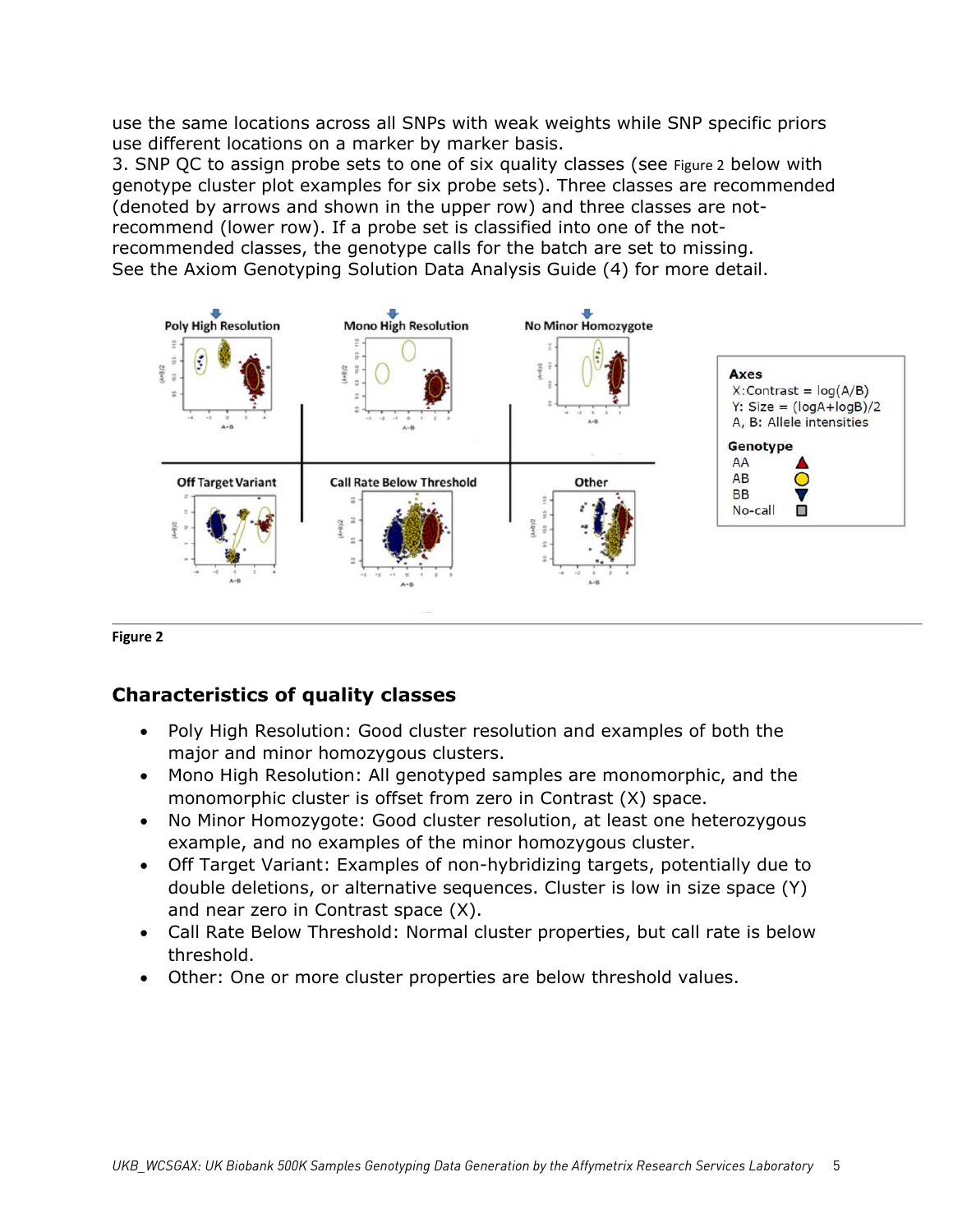use the same locations across all SNPs with weak weights while SNP specific priors use different locations on a marker by marker basis.

3. SNP QC to assign probe sets to one of six quality classes (see Figure 2 below with genotype cluster plot examples for six probe sets). Three classes are recommended (denoted by arrows and shown in the upper row) and three classes are not-recommend (lower row). If a probe set is classified into one of the not-recommended classes, the genotype calls for the batch are set to missing. See the Axiom Genotyping Solution Data Analysis Guide (4) for more detail.

**Figure 2**

## Characteristics of quality classes

- Poly High Resolution: Good cluster resolution and examples of both the major and minor homozygous clusters.
- Mono High Resolution: All genotyped samples are monomorphic, and the monomorphic cluster is offset from zero in Contrast (X) space.
- No Minor Homozygote: Good cluster resolution, at least one heterozygous example, and no examples of the minor homozygous cluster.
- Off Target Variant: Examples of non-hybridizing targets, potentially due to double deletions, or alternative sequences. Cluster is low in size space (Y) and near zero in Contrast space (X).
- Call Rate Below Threshold: Normal cluster properties, but call rate is below threshold.
- Other: One or more cluster properties are below threshold values.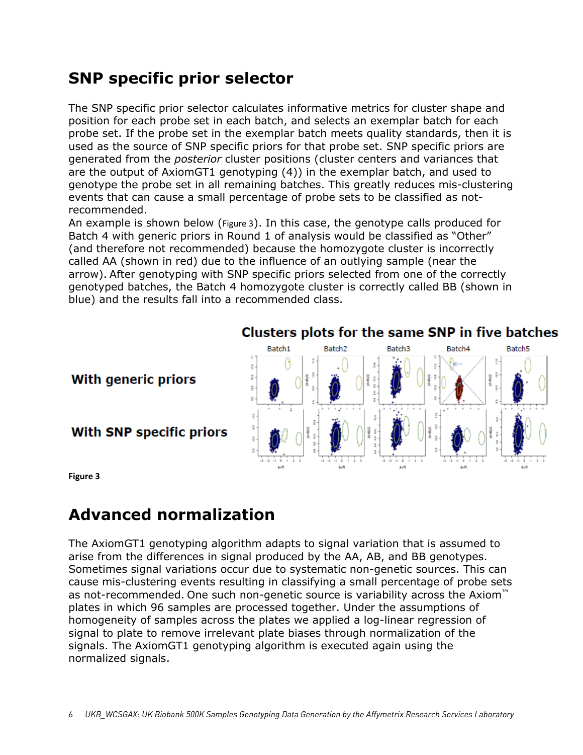## SNP specific prior selector

The SNP specific prior selector calculates informative metrics for cluster shape and position for each probe set in each batch, and selects an exemplar batch for each probe set. If the probe set in the exemplar batch meets quality standards, then it is used as the source of SNP specific priors for that probe set. SNP specific priors are generated from the *posterior* cluster positions (cluster centers and variances that are the output of AxiomGT1 genotyping (4)) in the exemplar batch, and used to genotype the probe set in all remaining batches. This greatly reduces mis-clustering events that can cause a small percentage of probe sets to be classified as not-recommended.

An example is shown below (Figure 3). In this case, the genotype calls produced for Batch 4 with generic priors in Round 1 of analysis would be classified as “Other” (and therefore not recommended) because the homozygote cluster is incorrectly called AA (shown in red) due to the influence of an outlying sample (near the arrow). After genotyping with SNP specific priors selected from one of the correctly genotyped batches, the Batch 4 homozygote cluster is correctly called BB (shown in blue) and the results fall into a recommended class.

**Clusters plots for the same SNP in five batches**

**With generic priors**

**With SNP specific priors**

**Figure 3**

## Advanced normalization

The AxiomGT1 genotyping algorithm adapts to signal variation that is assumed to arise from the differences in signal produced by the AA, AB, and BB genotypes. Sometimes signal variations occur due to systematic non-genetic sources. This can cause mis-clustering events resulting in classifying a small percentage of probe sets as not-recommended. One such non-genetic source is variability across the Axiom™ plates in which 96 samples are processed together. Under the assumptions of homogeneity of samples across the plates we applied a log-linear regression of signal to plate to remove irrelevant plate biases through normalization of the signals. The AxiomGT1 genotyping algorithm is executed again using the normalized signals.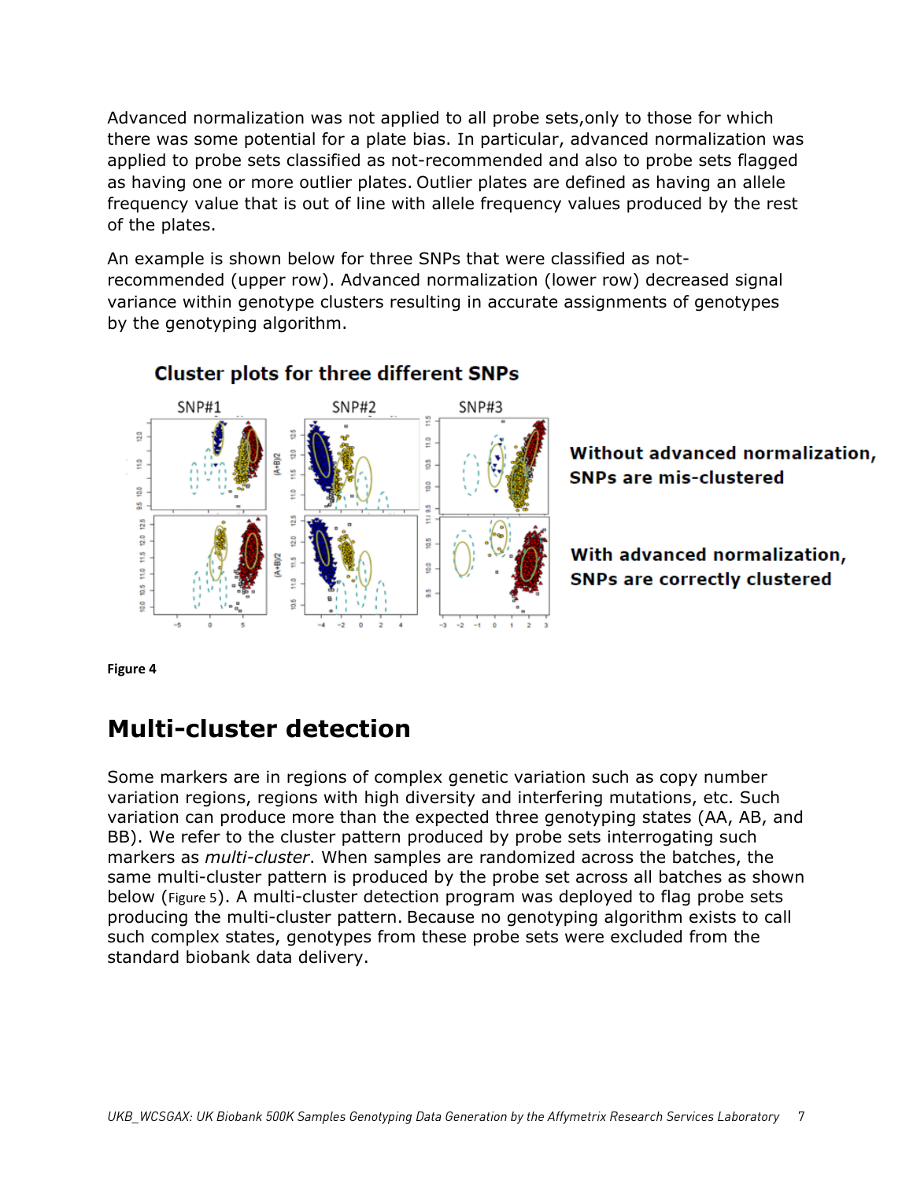Advanced normalization was not applied to all probe sets,only to those for which there was some potential for a plate bias. In particular, advanced normalization was applied to probe sets classified as not-recommended and also to probe sets flagged as having one or more outlier plates. Outlier plates are defined as having an allele frequency value that is out of line with allele frequency values produced by the rest of the plates.

An example is shown below for three SNPs that were classified as not-recommended (upper row). Advanced normalization (lower row) decreased signal variance within genotype clusters resulting in accurate assignments of genotypes by the genotyping algorithm.

**Cluster plots for three different SNPs**

**Without advanced normalization, SNPs are mis-clustered**

**With advanced normalization, SNPs are correctly clustered**

**Figure 4**

## Multi-cluster detection

Some markers are in regions of complex genetic variation such as copy number variation regions, regions with high diversity and interfering mutations, etc. Such variation can produce more than the expected three genotyping states (AA, AB, and BB). We refer to the cluster pattern produced by probe sets interrogating such markers as *multi-cluster*. When samples are randomized across the batches, the same multi-cluster pattern is produced by the probe set across all batches as shown below (Figure 5). A multi-cluster detection program was deployed to flag probe sets producing the multi-cluster pattern. Because no genotyping algorithm exists to call such complex states, genotypes from these probe sets were excluded from the standard biobank data delivery.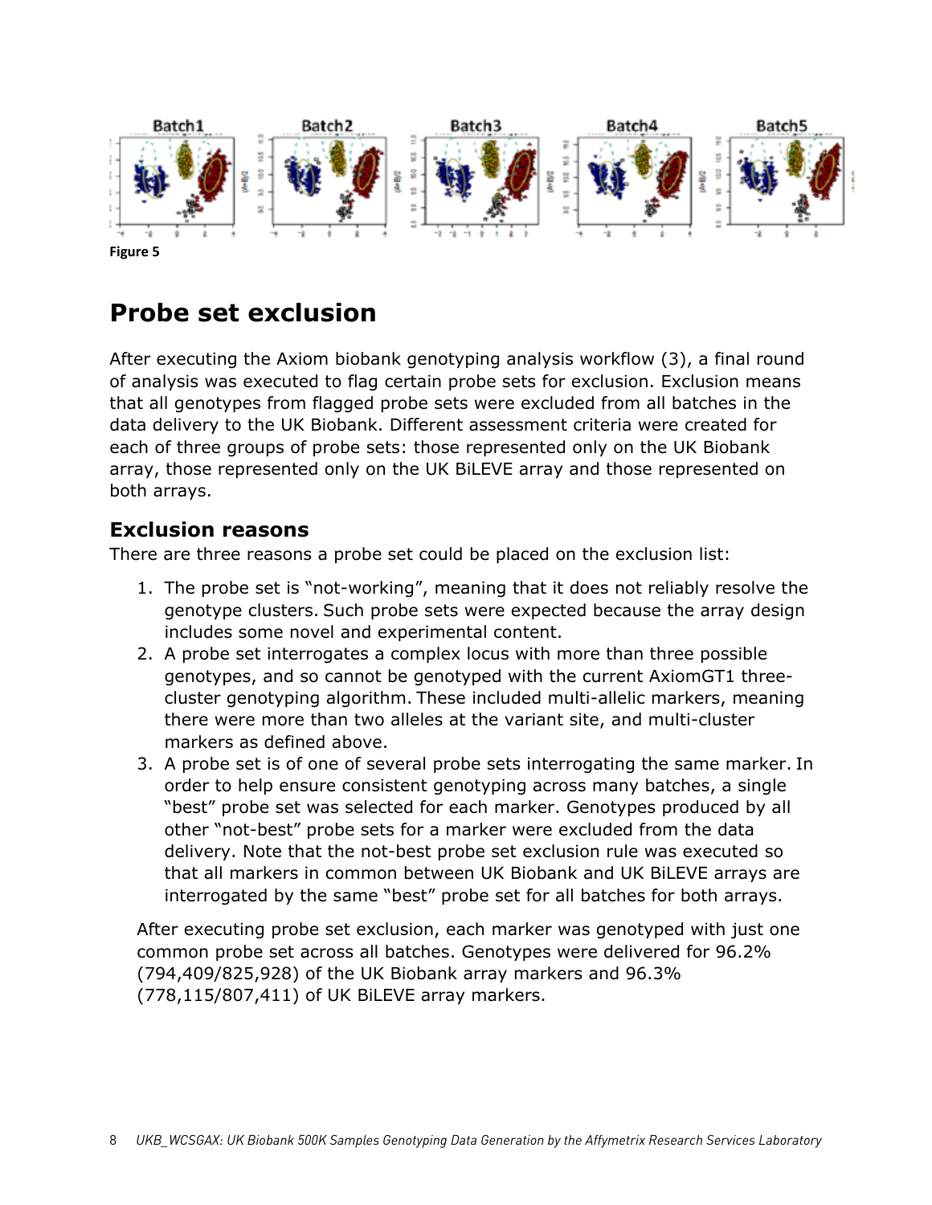Figure 5

# Probe set exclusion

After executing the Axiom biobank genotyping analysis workflow (3), a final round of analysis was executed to flag certain probe sets for exclusion. Exclusion means that all genotypes from flagged probe sets were excluded from all batches in the data delivery to the UK Biobank. Different assessment criteria were created for each of three groups of probe sets: those represented only on the UK Biobank array, those represented only on the UK BiLEVE array and those represented on both arrays.

## Exclusion reasons

There are three reasons a probe set could be placed on the exclusion list:

1. The probe set is "not-working", meaning that it does not reliably resolve the genotype clusters. Such probe sets were expected because the array design includes some novel and experimental content.
2. A probe set interrogates a complex locus with more than three possible genotypes, and so cannot be genotyped with the current AxiomGT1 three-cluster genotyping algorithm. These included multi-allelic markers, meaning there were more than two alleles at the variant site, and multi-cluster markers as defined above.
3. A probe set is of one of several probe sets interrogating the same marker. In order to help ensure consistent genotyping across many batches, a single "best" probe set was selected for each marker. Genotypes produced by all other "not-best" probe sets for a marker were excluded from the data delivery. Note that the not-best probe set exclusion rule was executed so that all markers in common between UK Biobank and UK BiLEVE arrays are interrogated by the same "best" probe set for all batches for both arrays.

After executing probe set exclusion, each marker was genotyped with just one common probe set across all batches. Genotypes were delivered for 96.2% (794,409/825,928) of the UK Biobank array markers and 96.3% (778,115/807,411) of UK BiLEVE array markers.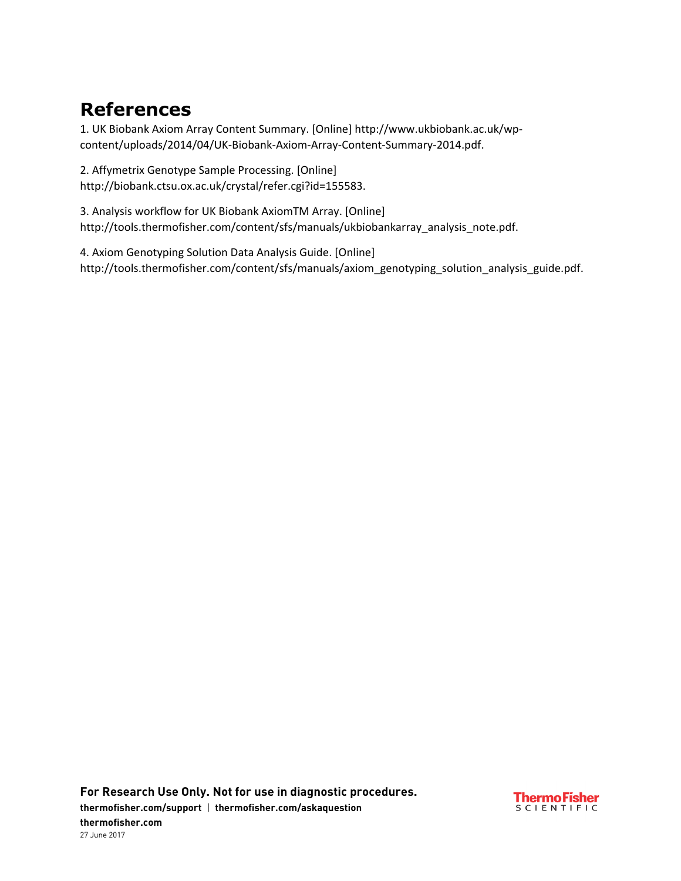# References

1. UK Biobank Axiom Array Content Summary. [Online] http://www.ukbiobank.ac.uk/wp-content/uploads/2014/04/UK-Biobank-Axiom-Array-Content-Summary-2014.pdf.

2. Affymetrix Genotype Sample Processing. [Online] http://biobank.ctsu.ox.ac.uk/crystal/refer.cgi?id=155583.

3. Analysis workflow for UK Biobank AxiomTM Array. [Online] http://tools.thermofisher.com/content/sfs/manuals/ukbiobankarray_analysis_note.pdf.

4. Axiom Genotyping Solution Data Analysis Guide. [Online] http://tools.thermofisher.com/content/sfs/manuals/axiom_genotyping_solution_analysis_guide.pdf.

**For Research Use Only. Not for use in diagnostic procedures.**
**thermofisher.com/support | thermofisher.com/askaquestion**
**thermofisher.com**
27 June 2017

ThermoFisher SCIENTIFIC